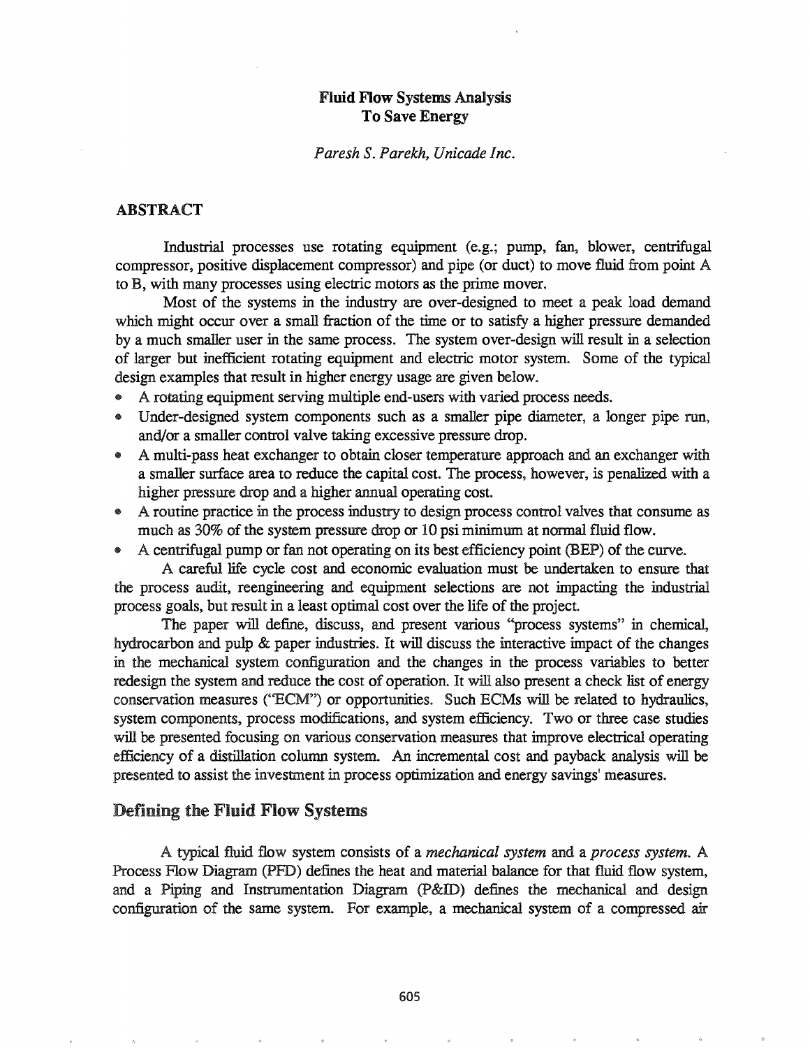# Fluid Flow Systems Analysis To Save Energy

*Paresh S. Parekh, Unicade Inc.*

## ABSTRACT

Industrial processes use rotating equipment (e.g.; pump, fan, blower, centrifugal compressor, positive displacement compressor) and pipe (or duct) to move fluid from point A to B, with many processes using electric motors as the prime mover.

Most of the systems in the industry are over-designed to meet a peak load demand which might occur over a small fraction of the time or to satisfy a higher pressure demanded by a much smaller user in the same process. The system over-design will result in a selection of larger but inefficient rotating equipment and electric motor system. Some of the typical design examples that result in higher energy usage are given below.

- A rotating equipment serving multiple end-users with varied process needs.
- Under-designed system components such as a smaller pipe diameter, a longer pipe run, and/or a smaller control valve taking excessive pressure drop.
- A multi-pass heat exchanger to obtain closer temperature approach and an exchanger with a smaller surface area to reduce the capital cost. The process, however, is penalized with a higher pressure drop and a higher annual operating cost.
- A routine practice in the process industry to design process control valves that consume as much as 30% of the system pressure drop or 10 psi minimum at normal fluid flow.
- A centrifugal pump or fan not operating on its best efficiency point (BEP) of the curve.

A careful life cycle cost and economic evaluation must be undertaken to ensure that the process audit, reengineering and equipment selections are not impacting the industrial process goals, but result in a least optimal cost over the life of the project.

The paper will define, discuss, and present various "process systems" in chemical, hydrocarbon and pulp & paper industries. It will discuss the interactive impact of the changes in the mechanical system configuration and the changes in the process variables to better redesign the system and reduce the cost of operation. It will also present a check list of energy conservation measures ("ECM") or opportunities. Such ECMs will be related to hydraulics, system components, process modifications, and system efficiency. Two or three case studies will be presented focusing on various conservation measures that improve electrical operating efficiency of a distillation column system. An incremental cost and payback analysis will be presented to assist the investment in process optimization and energy savings' measures.

## Defining the Fluid Flow Systems

A typical fluid flow system consists of a *mechanical system* and a *process system*. A Process Flow Diagram (PFD) defines the heat and material balance for that fluid flow system, and a Piping and Instrumentation Diagram (P&ID) defines the mechanical and design configuration of the same system. For example, a mechanical system of a compressed air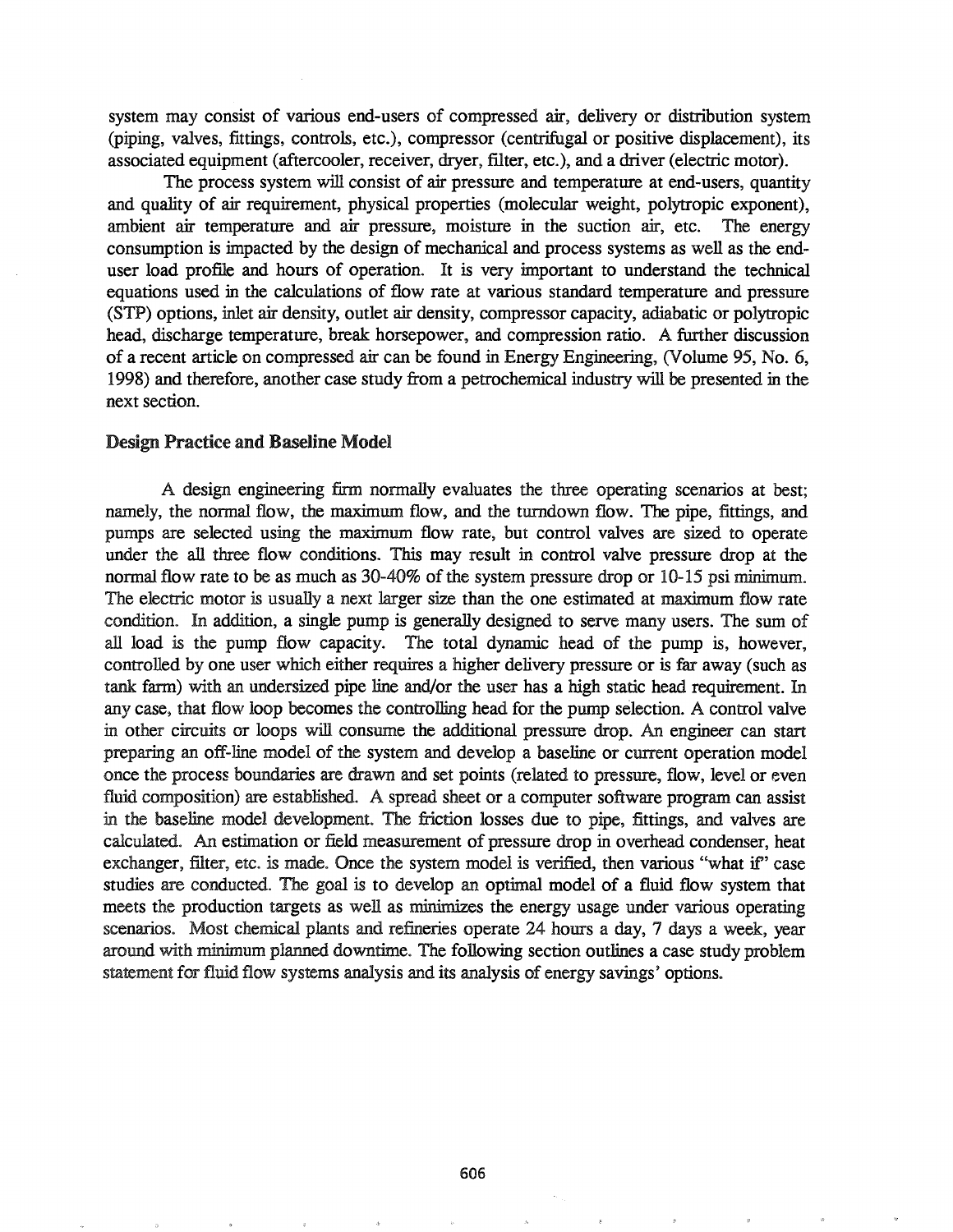system may consist of various end-users of compressed air, delivery or distribution system (piping, valves, fittings, controls, etc.), compressor (centrifugal or positive displacement), its associated equipment (aftercooler, receiver, dryer, filter, etc.), and a driver (electric motor).

The process system will consist of air pressure and temperature at end-users, quantity and quality of air requirement, physical properties (molecular weight, polytropic exponent), ambient air temperature and air pressure, moisture in the suction air, etc. The energy consumption is impacted by the design of mechanical and process systems as well as the end-user load profile and hours of operation. It is very important to understand the technical equations used in the calculations of flow rate at various standard temperature and pressure (STP) options, inlet air density, outlet air density, compressor capacity, adiabatic or polytropic head, discharge temperature, break horsepower, and compression ratio. A further discussion of a recent article on compressed air can be found in Energy Engineering, (Volume 95, No. 6, 1998) and therefore, another case study from a petrochemical industry will be presented in the next section.

## Design Practice and Baseline Model

A design engineering firm normally evaluates the three operating scenarios at best; namely, the normal flow, the maximum flow, and the turndown flow. The pipe, fittings, and pumps are selected using the maximum flow rate, but control valves are sized to operate under the all three flow conditions. This may result in control valve pressure drop at the normal flow rate to be as much as 30-40% of the system pressure drop or 10-15 psi minimum. The electric motor is usually a next larger size than the one estimated at maximum flow rate condition. In addition, a single pump is generally designed to serve many users. The sum of all load is the pump flow capacity. The total dynamic head of the pump is, however, controlled by one user which either requires a higher delivery pressure or is far away (such as tank farm) with an undersized pipe line and/or the user has a high static head requirement. In any case, that flow loop becomes the controlling head for the pump selection. A control valve in other circuits or loops will consume the additional pressure drop. An engineer can start preparing an off-line model of the system and develop a baseline or current operation model once the process boundaries are drawn and set points (related to pressure, flow, level or even fluid composition) are established. A spread sheet or a computer software program can assist in the baseline model development. The friction losses due to pipe, fittings, and valves are calculated. An estimation or field measurement of pressure drop in overhead condenser, heat exchanger, filter, etc. is made. Once the system model is verified, then various "what if" case studies are conducted. The goal is to develop an optimal model of a fluid flow system that meets the production targets as well as minimizes the energy usage under various operating scenarios. Most chemical plants and refineries operate 24 hours a day, 7 days a week, year around with minimum planned downtime. The following section outlines a case study problem statement for fluid flow systems analysis and its analysis of energy savings' options.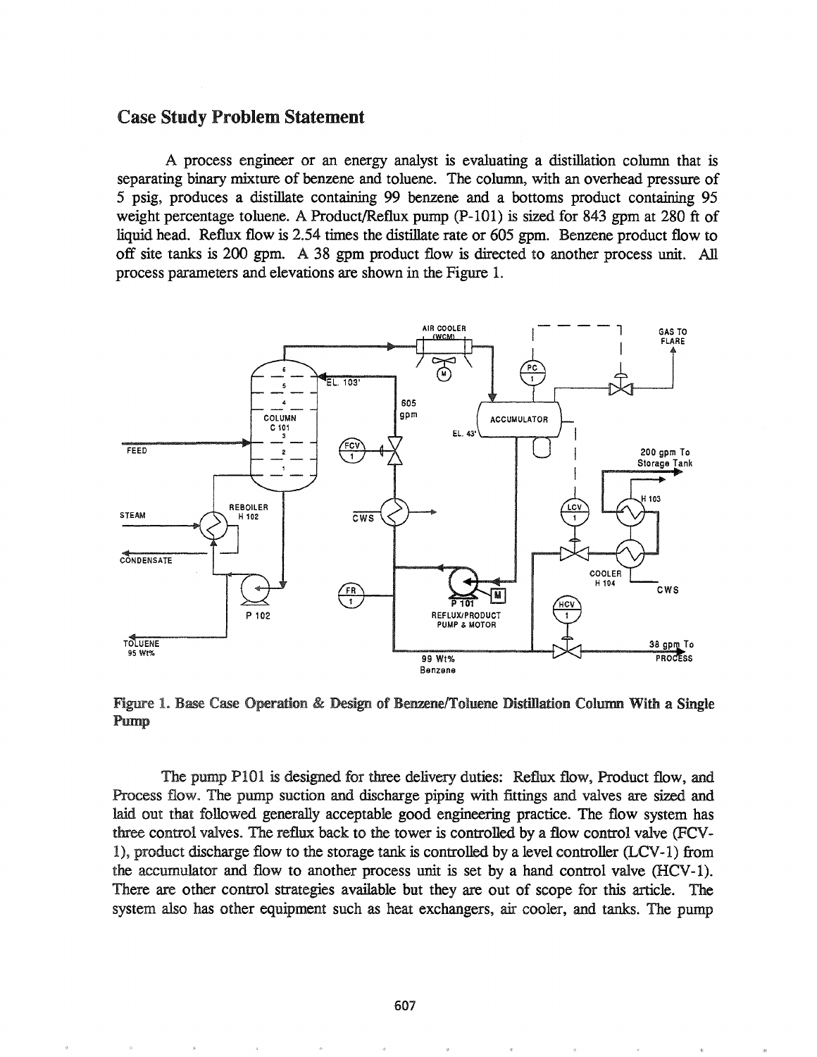## Case Study Problem Statement

A process engineer or an energy analyst is evaluating a distillation column that is separating binary mixture of benzene and toluene. The column, with an overhead pressure of 5 psig, produces a distillate containing 99 benzene and a bottoms product containing 95 weight percentage toluene. A Product/Reflux pump (P-101) is sized for 843 gpm at 280 ft of liquid head. Reflux flow is 2.54 times the distillate rate or 605 gpm. Benzene product flow to off site tanks is 200 gpm. A 38 gpm product flow is directed to another process unit. All process parameters and elevations are shown in the Figure 1.

**Figure 1. Base Case Operation & Design of Benzene/Toluene Distillation Column With a Single Pump**

The pump P101 is designed for three delivery duties: Reflux flow, Product flow, and Process flow. The pump suction and discharge piping with fittings and valves are sized and laid out that followed generally acceptable good engineering practice. The flow system has three control valves. The reflux back to the tower is controlled by a flow control valve (FCV-1), product discharge flow to the storage tank is controlled by a level controller (LCV-1) from the accumulator and flow to another process unit is set by a hand control valve (HCV-1). There are other control strategies available but they are out of scope for this article. The system also has other equipment such as heat exchangers, air cooler, and tanks. The pump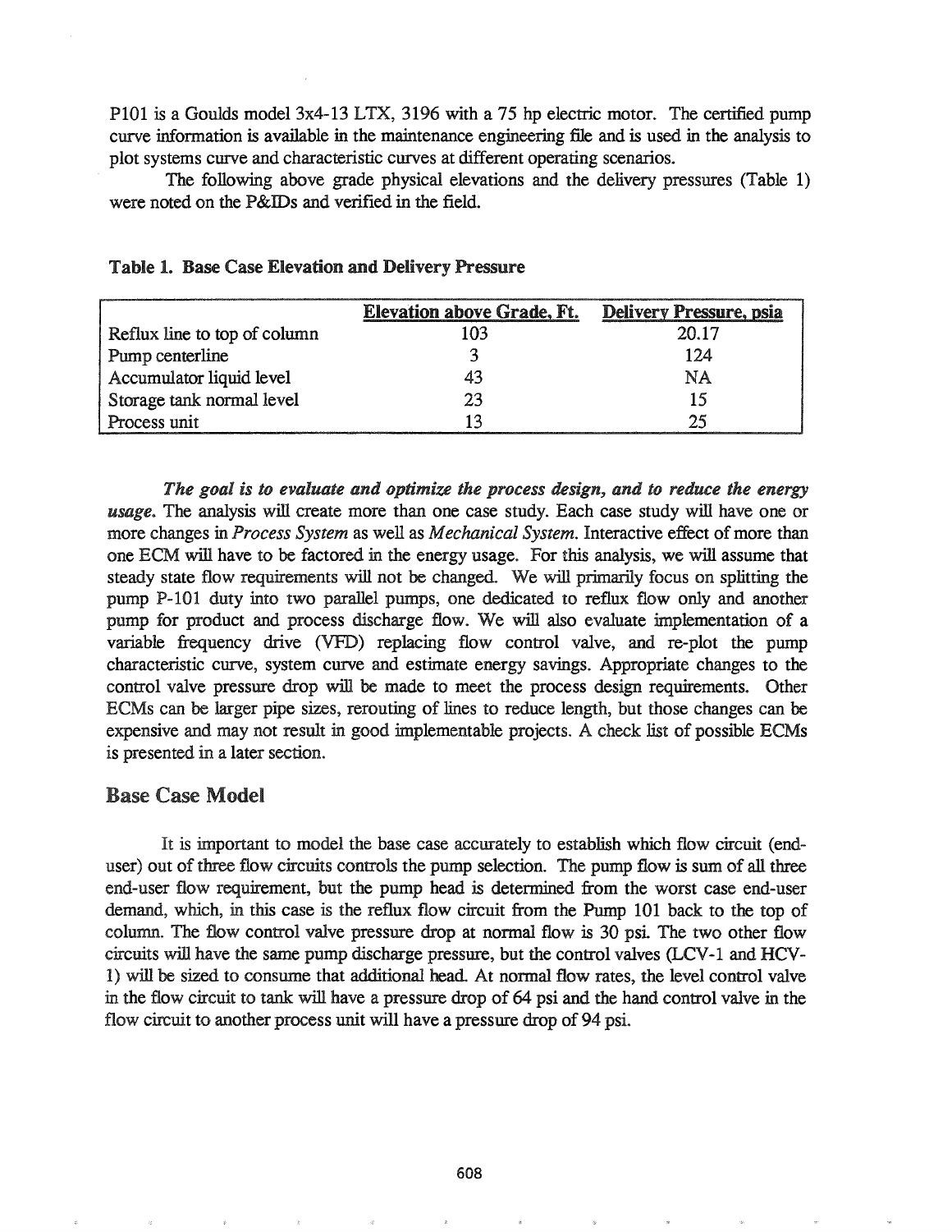P101 is a Goulds model 3x4-13 LTX, 3196 with a 75 hp electric motor. The certified pump curve information is available in the maintenance engineering file and is used in the analysis to plot systems curve and characteristic curves at different operating scenarios.

The following above grade physical elevations and the delivery pressures (Table 1) were noted on the P&IDs and verified in the field.

**Table 1. Base Case Elevation and Delivery Pressure**

| | Elevation above Grade, Ft. | Delivery Pressure, psia |
|---|---|---|
| Reflux line to top of column | 103 | 20.17 |
| Pump centerline | 3 | 124 |
| Accumulator liquid level | 43 | NA |
| Storage tank normal level | 23 | 15 |
| Process unit | 13 | 25 |

***The goal is to evaluate and optimize the process design, and to reduce the energy usage.*** The analysis will create more than one case study. Each case study will have one or more changes in *Process System* as well as *Mechanical System*. Interactive effect of more than one ECM will have to be factored in the energy usage. For this analysis, we will assume that steady state flow requirements will not be changed. We will primarily focus on splitting the pump P-101 duty into two parallel pumps, one dedicated to reflux flow only and another pump for product and process discharge flow. We will also evaluate implementation of a variable frequency drive (VFD) replacing flow control valve, and re-plot the pump characteristic curve, system curve and estimate energy savings. Appropriate changes to the control valve pressure drop will be made to meet the process design requirements. Other ECMs can be larger pipe sizes, rerouting of lines to reduce length, but those changes can be expensive and may not result in good implementable projects. A check list of possible ECMs is presented in a later section.

## Base Case Model

It is important to model the base case accurately to establish which flow circuit (end-user) out of three flow circuits controls the pump selection. The pump flow is sum of all three end-user flow requirement, but the pump head is determined from the worst case end-user demand, which, in this case is the reflux flow circuit from the Pump 101 back to the top of column. The flow control valve pressure drop at normal flow is 30 psi. The two other flow circuits will have the same pump discharge pressure, but the control valves (LCV-1 and HCV-1) will be sized to consume that additional head. At normal flow rates, the level control valve in the flow circuit to tank will have a pressure drop of 64 psi and the hand control valve in the flow circuit to another process unit will have a pressure drop of 94 psi.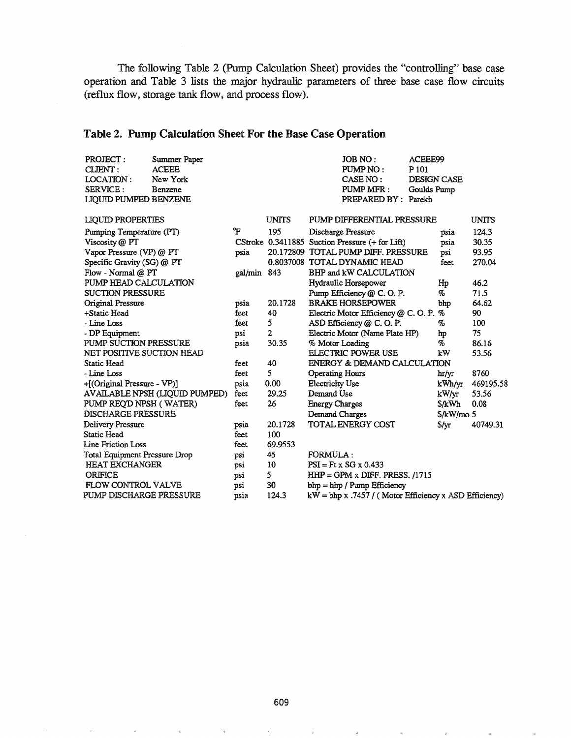The following Table 2 (Pump Calculation Sheet) provides the "controlling" base case operation and Table 3 lists the major hydraulic parameters of three base case flow circuits (reflux flow, storage tank flow, and process flow).

## Table 2. Pump Calculation Sheet For the Base Case Operation

| | | | | | |
|---|---|---|---|---|---|
| PROJECT : | Summer Paper | | JOB NO : | ACEEE99 | |
| CLIENT : | ACEEE | | PUMP NO : | P 101 | |
| LOCATION : | New York | | CASE NO : | DESIGN CASE | |
| SERVICE : | Benzene | | PUMP MFR : | Goulds Pump | |
| LIQUID PUMPED BENZENE | | | PREPARED BY : | Parekh | |

| LIQUID PROPERTIES | | UNITS | PUMP DIFFERENTIAL PRESSURE | | UNITS |
|---|---|---|---|---|---|
| Pumping Temperature (PT) | °F | 195 | Discharge Pressure | psia | 124.3 |
| Viscosity @ PT | CStroke | 0.3411885 | Suction Pressure (+ for Lift) | psia | 30.35 |
| Vapor Pressure (VP) @ PT | psia | 20.172809 | TOTAL PUMP DIFF. PRESSURE | psi | 93.95 |
| Specific Gravity (SG) @ PT | | 0.8037008 | TOTAL DYNAMIC HEAD | feet | 270.04 |
| Flow - Normal @ PT | gal/min | 843 | BHP and kW CALCULATION | | |
| PUMP HEAD CALCULATION | | | Hydraulic Horsepower | Hp | 46.2 |
| SUCTION PRESSURE | | | Pump Efficiency @ C. O. P. | % | 71.5 |
| Original Pressure | psia | 20.1728 | BRAKE HORSEPOWER | bhp | 64.62 |
| +Static Head | feet | 40 | Electric Motor Efficiency @ C. O. P. | % | 90 |
| - Line Loss | feet | 5 | ASD Efficiency @ C. O. P. | % | 100 |
| - DP Equipment | psi | 2 | Electric Motor (Name Plate HP) | hp | 75 |
| PUMP SUCTION PRESSURE | psia | 30.35 | % Motor Loading | % | 86.16 |
| NET POSITIVE SUCTION HEAD | | | ELECTRIC POWER USE | kW | 53.56 |
| Static Head | feet | 40 | ENERGY & DEMAND CALCULATION | | |
| - Line Loss | feet | 5 | Operating Hours | hr/yr | 8760 |
| +[(Original Pressure - VP)] | psia | 0.00 | Electricity Use | kWh/yr | 469195.58 |
| AVAILABLE NPSH (LIQUID PUMPED) | feet | 29.25 | Demand Use | kW/yr | 53.56 |
| PUMP REQ'D NPSH ( WATER) | feet | 26 | Energy Charges | $/kWh | 0.08 |
| DISCHARGE PRESSURE | | | Demand Charges | $/kW/mo | 5 |
| Delivery Pressure | psia | 20.1728 | TOTAL ENERGY COST | $/yr | 40749.31 |
| Static Head | feet | 100 | | | |
| Line Friction Loss | feet | 69.9553 | | | |
| Total Equipment Pressure Drop | psi | 45 | FORMULA : | | |
| HEAT EXCHANGER | psi | 10 | PSI = Ft x SG x 0.433 | | |
| ORIFICE | psi | 5 | HHP = GPM x DIFF. PRESS. /1715 | | |
| FLOW CONTROL VALVE | psi | 30 | bhp = hhp / Pump Efficiency | | |
| PUMP DISCHARGE PRESSURE | psia | 124.3 | kW = bhp x .7457 / ( Motor Efficiency x ASD Efficiency) | | |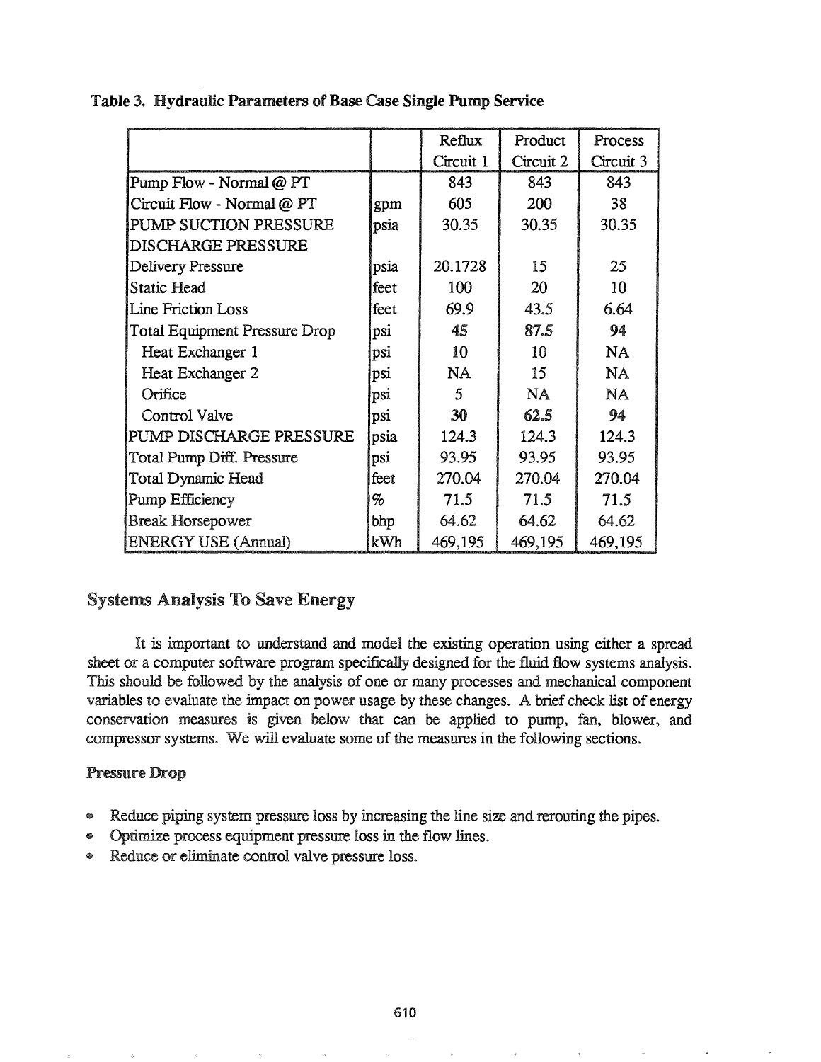**Table 3. Hydraulic Parameters of Base Case Single Pump Service**

| | | Reflux Circuit 1 | Product Circuit 2 | Process Circuit 3 |
|---|---|---|---|---|
| Pump Flow - Normal @ PT | | 843 | 843 | 843 |
| Circuit Flow - Normal @ PT | gpm | 605 | 200 | 38 |
| PUMP SUCTION PRESSURE | psia | 30.35 | 30.35 | 30.35 |
| DISCHARGE PRESSURE | | | | |
| Delivery Pressure | psia | 20.1728 | 15 | 25 |
| Static Head | feet | 100 | 20 | 10 |
| Line Friction Loss | feet | 69.9 | 43.5 | 6.64 |
| Total Equipment Pressure Drop | psi | **45** | **87.5** | **94** |
| Heat Exchanger 1 | psi | 10 | 10 | NA |
| Heat Exchanger 2 | psi | NA | 15 | NA |
| Orifice | psi | 5 | NA | NA |
| Control Valve | psi | **30** | **62.5** | **94** |
| PUMP DISCHARGE PRESSURE | psia | 124.3 | 124.3 | 124.3 |
| Total Pump Diff. Pressure | psi | 93.95 | 93.95 | 93.95 |
| Total Dynamic Head | feet | 270.04 | 270.04 | 270.04 |
| Pump Efficiency | % | 71.5 | 71.5 | 71.5 |
| Break Horsepower | bhp | 64.62 | 64.62 | 64.62 |
| ENERGY USE (Annual) | kWh | 469,195 | 469,195 | 469,195 |

## Systems Analysis To Save Energy

It is important to understand and model the existing operation using either a spread sheet or a computer software program specifically designed for the fluid flow systems analysis. This should be followed by the analysis of one or many processes and mechanical component variables to evaluate the impact on power usage by these changes. A brief check list of energy conservation measures is given below that can be applied to pump, fan, blower, and compressor systems. We will evaluate some of the measures in the following sections.

### Pressure Drop

- Reduce piping system pressure loss by increasing the line size and rerouting the pipes.
- Optimize process equipment pressure loss in the flow lines.
- Reduce or eliminate control valve pressure loss.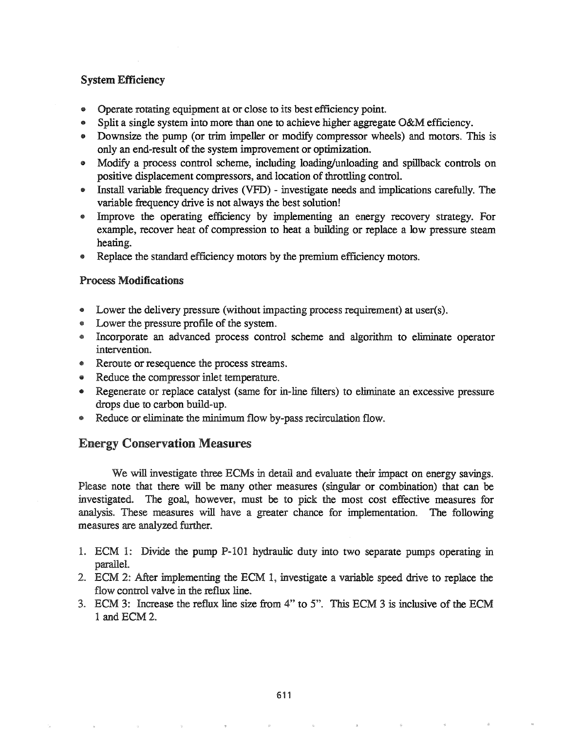### System Efficiency

- Operate rotating equipment at or close to its best efficiency point.
- Split a single system into more than one to achieve higher aggregate O&M efficiency.
- Downsize the pump (or trim impeller or modify compressor wheels) and motors. This is only an end-result of the system improvement or optimization.
- Modify a process control scheme, including loading/unloading and spillback controls on positive displacement compressors, and location of throttling control.
- Install variable frequency drives (VFD) - investigate needs and implications carefully. The variable frequency drive is not always the best solution!
- Improve the operating efficiency by implementing an energy recovery strategy. For example, recover heat of compression to heat a building or replace a low pressure steam heating.
- Replace the standard efficiency motors by the premium efficiency motors.

### Process Modifications

- Lower the delivery pressure (without impacting process requirement) at user(s).
- Lower the pressure profile of the system.
- Incorporate an advanced process control scheme and algorithm to eliminate operator intervention.
- Reroute or resequence the process streams.
- Reduce the compressor inlet temperature.
- Regenerate or replace catalyst (same for in-line filters) to eliminate an excessive pressure drops due to carbon build-up.
- Reduce or eliminate the minimum flow by-pass recirculation flow.

## Energy Conservation Measures

We will investigate three ECMs in detail and evaluate their impact on energy savings. Please note that there will be many other measures (singular or combination) that can be investigated. The goal, however, must be to pick the most cost effective measures for analysis. These measures will have a greater chance for implementation. The following measures are analyzed further.

1. ECM 1: Divide the pump P-101 hydraulic duty into two separate pumps operating in parallel.
2. ECM 2: After implementing the ECM 1, investigate a variable speed drive to replace the flow control valve in the reflux line.
3. ECM 3: Increase the reflux line size from 4" to 5". This ECM 3 is inclusive of the ECM 1 and ECM 2.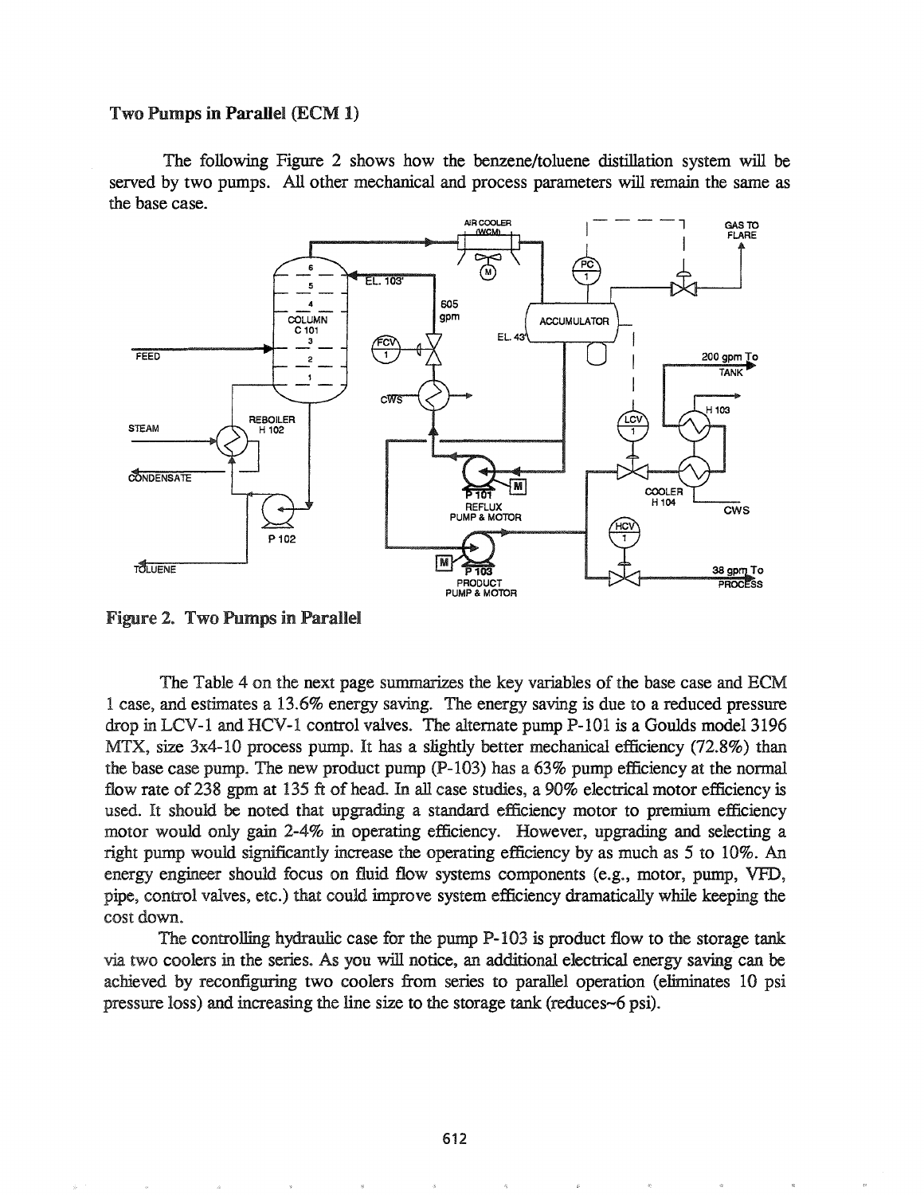## Two Pumps in Parallel (ECM 1)

The following Figure 2 shows how the benzene/toluene distillation system will be served by two pumps. All other mechanical and process parameters will remain the same as the base case.

**Figure 2. Two Pumps in Parallel**

The Table 4 on the next page summarizes the key variables of the base case and ECM 1 case, and estimates a 13.6% energy saving. The energy saving is due to a reduced pressure drop in LCV-1 and HCV-1 control valves. The alternate pump P-101 is a Goulds model 3196 MTX, size 3x4-10 process pump. It has a slightly better mechanical efficiency (72.8%) than the base case pump. The new product pump (P-103) has a 63% pump efficiency at the normal flow rate of 238 gpm at 135 ft of head. In all case studies, a 90% electrical motor efficiency is used. It should be noted that upgrading a standard efficiency motor to premium efficiency motor would only gain 2-4% in operating efficiency. However, upgrading and selecting a right pump would significantly increase the operating efficiency by as much as 5 to 10%. An energy engineer should focus on fluid flow systems components (e.g., motor, pump, VFD, pipe, control valves, etc.) that could improve system efficiency dramatically while keeping the cost down.

The controlling hydraulic case for the pump P-103 is product flow to the storage tank via two coolers in the series. As you will notice, an additional electrical energy saving can be achieved by reconfiguring two coolers from series to parallel operation (eliminates 10 psi pressure loss) and increasing the line size to the storage tank (reduces~6 psi).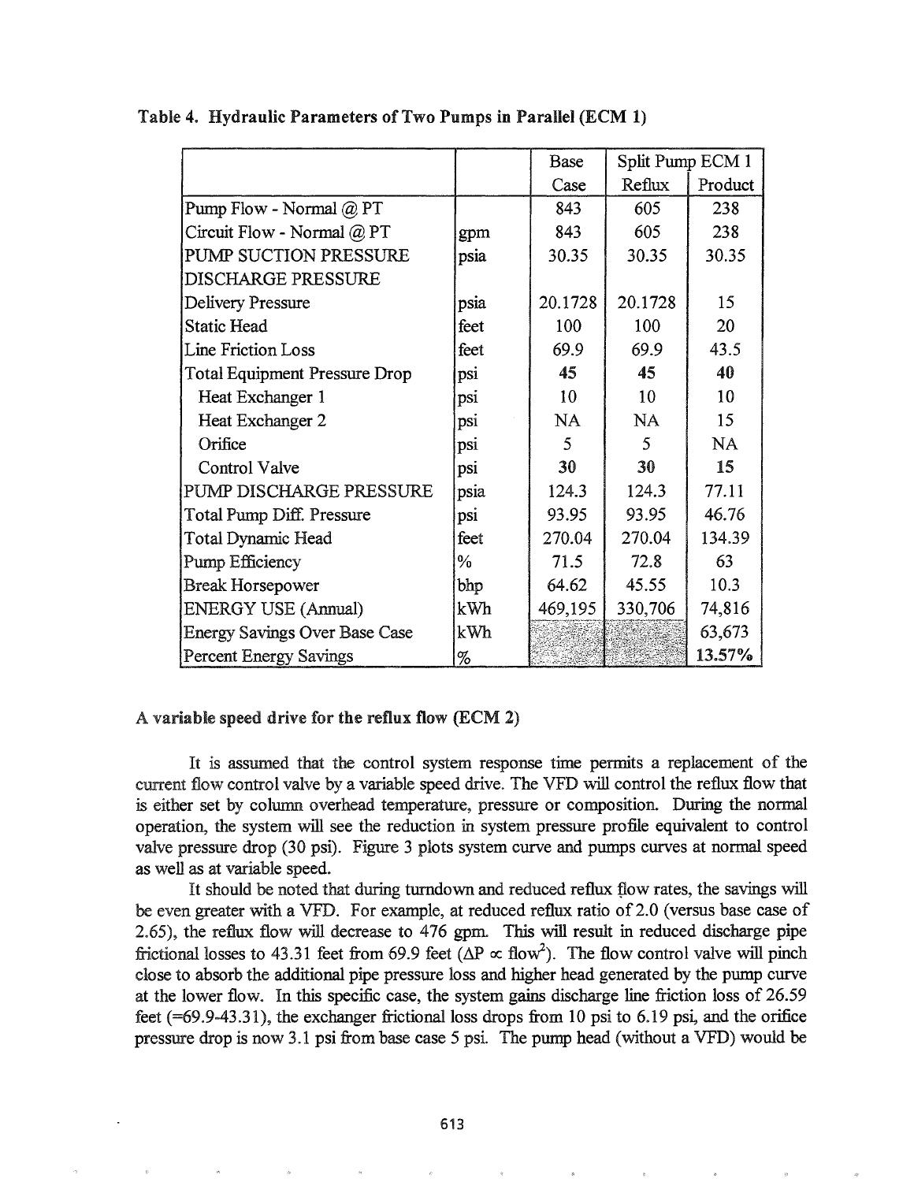**Table 4. Hydraulic Parameters of Two Pumps in Parallel (ECM 1)**

| | | Base Case | Split Pump ECM 1 Reflux | Product |
|---|---|---|---|---|
| Pump Flow - Normal @ PT | | 843 | 605 | 238 |
| Circuit Flow - Normal @ PT | gpm | 843 | 605 | 238 |
| PUMP SUCTION PRESSURE | psia | 30.35 | 30.35 | 30.35 |
| DISCHARGE PRESSURE | | | | |
| Delivery Pressure | psia | 20.1728 | 20.1728 | 15 |
| Static Head | feet | 100 | 100 | 20 |
| Line Friction Loss | feet | 69.9 | 69.9 | 43.5 |
| Total Equipment Pressure Drop | psi | **45** | **45** | **40** |
| Heat Exchanger 1 | psi | 10 | 10 | 10 |
| Heat Exchanger 2 | psi | NA | NA | 15 |
| Orifice | psi | 5 | 5 | NA |
| Control Valve | psi | **30** | **30** | **15** |
| PUMP DISCHARGE PRESSURE | psia | 124.3 | 124.3 | 77.11 |
| Total Pump Diff. Pressure | psi | 93.95 | 93.95 | 46.76 |
| Total Dynamic Head | feet | 270.04 | 270.04 | 134.39 |
| Pump Efficiency | % | 71.5 | 72.8 | 63 |
| Break Horsepower | bhp | 64.62 | 45.55 | 10.3 |
| ENERGY USE (Annual) | kWh | 469,195 | 330,706 | 74,816 |
| Energy Savings Over Base Case | kWh | | | 63,673 |
| Percent Energy Savings | % | | | **13.57%** |

### A variable speed drive for the reflux flow (ECM 2)

It is assumed that the control system response time permits a replacement of the current flow control valve by a variable speed drive. The VFD will control the reflux flow that is either set by column overhead temperature, pressure or composition. During the normal operation, the system will see the reduction in system pressure profile equivalent to control valve pressure drop (30 psi). Figure 3 plots system curve and pumps curves at normal speed as well as at variable speed.

It should be noted that during turndown and reduced reflux flow rates, the savings will be even greater with a VFD. For example, at reduced reflux ratio of 2.0 (versus base case of 2.65), the reflux flow will decrease to 476 gpm. This will result in reduced discharge pipe frictional losses to 43.31 feet from 69.9 feet ($\Delta P \propto flow^2$). The flow control valve will pinch close to absorb the additional pipe pressure loss and higher head generated by the pump curve at the lower flow. In this specific case, the system gains discharge line friction loss of 26.59 feet (=69.9-43.31), the exchanger frictional loss drops from 10 psi to 6.19 psi, and the orifice pressure drop is now 3.1 psi from base case 5 psi. The pump head (without a VFD) would be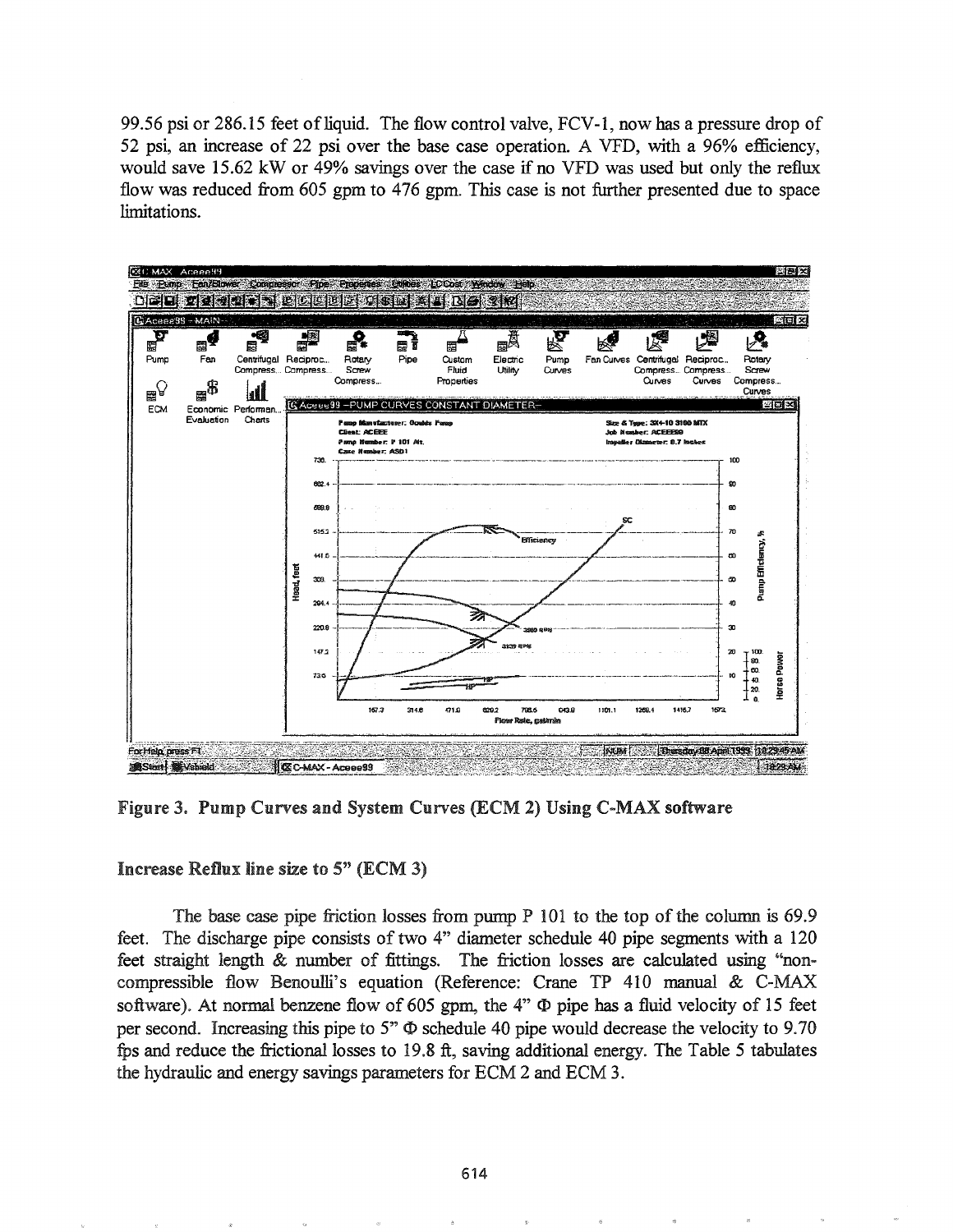99.56 psi or 286.15 feet of liquid. The flow control valve, FCV-1, now has a pressure drop of 52 psi, an increase of 22 psi over the base case operation. A VFD, with a 96% efficiency, would save 15.62 kW or 49% savings over the case if no VFD was used but only the reflux flow was reduced from 605 gpm to 476 gpm. This case is not further presented due to space limitations.

**Figure 3. Pump Curves and System Curves (ECM 2) Using C-MAX software**

### Increase Reflux line size to 5" (ECM 3)

The base case pipe friction losses from pump P 101 to the top of the column is 69.9 feet. The discharge pipe consists of two 4" diameter schedule 40 pipe segments with a 120 feet straight length & number of fittings. The friction losses are calculated using "non-compressible flow Benoulli's equation (Reference: Crane TP 410 manual & C-MAX software). At normal benzene flow of 605 gpm, the 4" Φ pipe has a fluid velocity of 15 feet per second. Increasing this pipe to 5" Φ schedule 40 pipe would decrease the velocity to 9.70 fps and reduce the frictional losses to 19.8 ft, saving additional energy. The Table 5 tabulates the hydraulic and energy savings parameters for ECM 2 and ECM 3.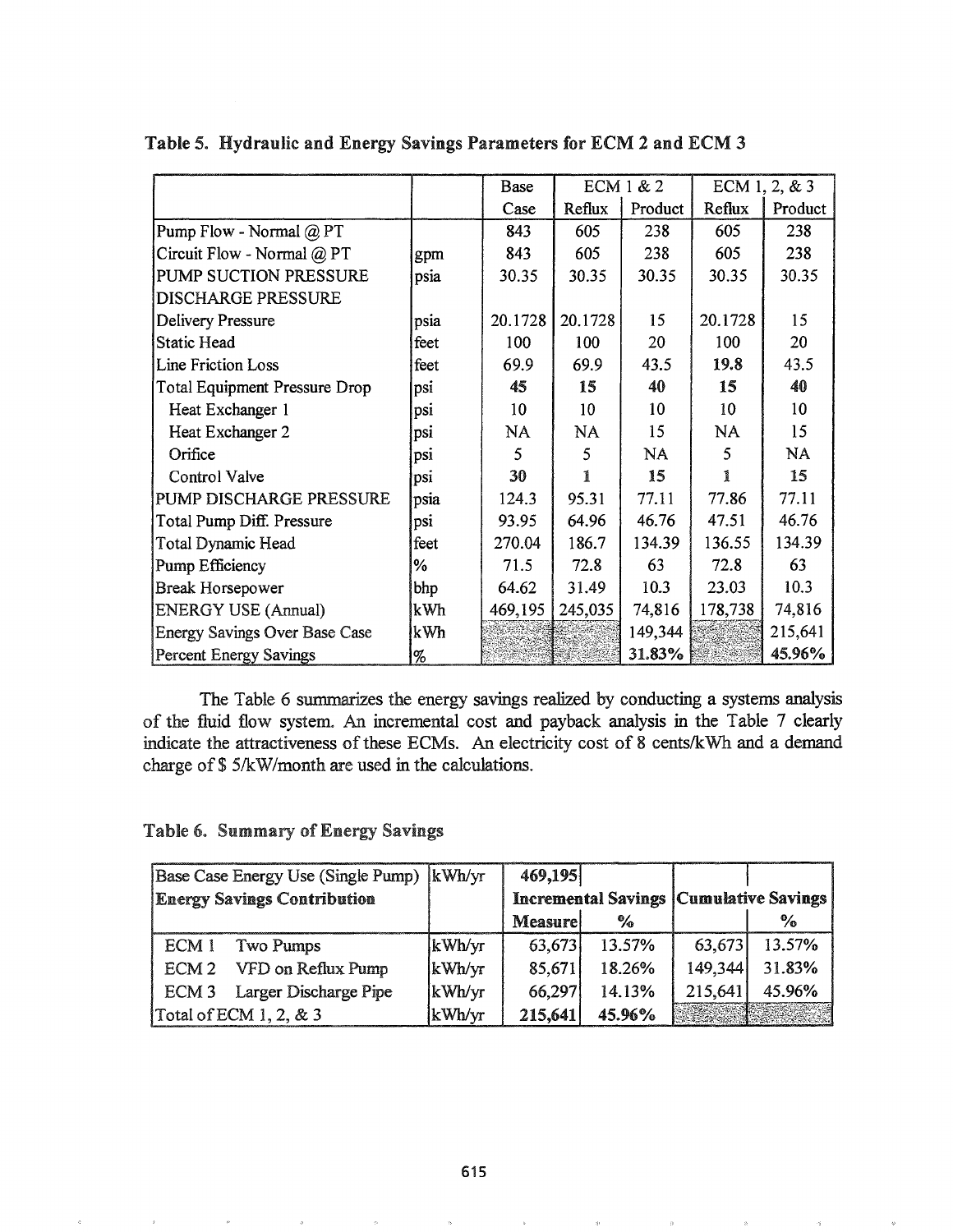**Table 5. Hydraulic and Energy Savings Parameters for ECM 2 and ECM 3**

| | | Base | ECM 1 & 2 | | ECM 1, 2, & 3 | |
|---|---|---|---|---|---|---|
| | | Case | Reflux | Product | Reflux | Product |
| Pump Flow - Normal @ PT | | 843 | 605 | 238 | 605 | 238 |
| Circuit Flow - Normal @ PT | gpm | 843 | 605 | 238 | 605 | 238 |
| PUMP SUCTION PRESSURE | psia | 30.35 | 30.35 | 30.35 | 30.35 | 30.35 |
| DISCHARGE PRESSURE | | | | | | |
| Delivery Pressure | psia | 20.1728 | 20.1728 | 15 | 20.1728 | 15 |
| Static Head | feet | 100 | 100 | 20 | 100 | 20 |
| Line Friction Loss | feet | 69.9 | 69.9 | 43.5 | **19.8** | 43.5 |
| Total Equipment Pressure Drop | psi | **45** | **15** | **40** | **15** | **40** |
| Heat Exchanger 1 | psi | 10 | 10 | 10 | 10 | 10 |
| Heat Exchanger 2 | psi | NA | NA | 15 | NA | 15 |
| Orifice | psi | 5 | 5 | NA | 5 | NA |
| Control Valve | psi | **30** | **1** | **15** | **1** | **15** |
| PUMP DISCHARGE PRESSURE | psia | 124.3 | 95.31 | 77.11 | 77.86 | 77.11 |
| Total Pump Diff. Pressure | psi | 93.95 | 64.96 | 46.76 | 47.51 | 46.76 |
| Total Dynamic Head | feet | 270.04 | 186.7 | 134.39 | 136.55 | 134.39 |
| Pump Efficiency | % | 71.5 | 72.8 | 63 | 72.8 | 63 |
| Break Horsepower | bhp | 64.62 | 31.49 | 10.3 | 23.03 | 10.3 |
| ENERGY USE (Annual) | kWh | 469,195 | 245,035 | 74,816 | 178,738 | 74,816 |
| Energy Savings Over Base Case | kWh | | | 149,344 | | 215,641 |
| Percent Energy Savings | % | | | **31.83%** | | **45.96%** |

The Table 6 summarizes the energy savings realized by conducting a systems analysis of the fluid flow system. An incremental cost and payback analysis in the Table 7 clearly indicate the attractiveness of these ECMs. An electricity cost of 8 cents/kWh and a demand charge of $ 5/kW/month are used in the calculations.

**Table 6. Summary of Energy Savings**

| Base Case Energy Use (Single Pump) | kWh/yr | **469,195** | | | |
|---|---|---|---|---|---|
| **Energy Savings Contribution** | | **Incremental Savings** | | **Cumulative Savings** | |
| | | **Measure** | **%** | | **%** |
| ECM 1 Two Pumps | kWh/yr | 63,673 | 13.57% | 63,673 | 13.57% |
| ECM 2 VFD on Reflux Pump | kWh/yr | 85,671 | 18.26% | 149,344 | 31.83% |
| ECM 3 Larger Discharge Pipe | kWh/yr | 66,297 | 14.13% | 215,641 | 45.96% |
| Total of ECM 1, 2, & 3 | kWh/yr | **215,641** | **45.96%** | | |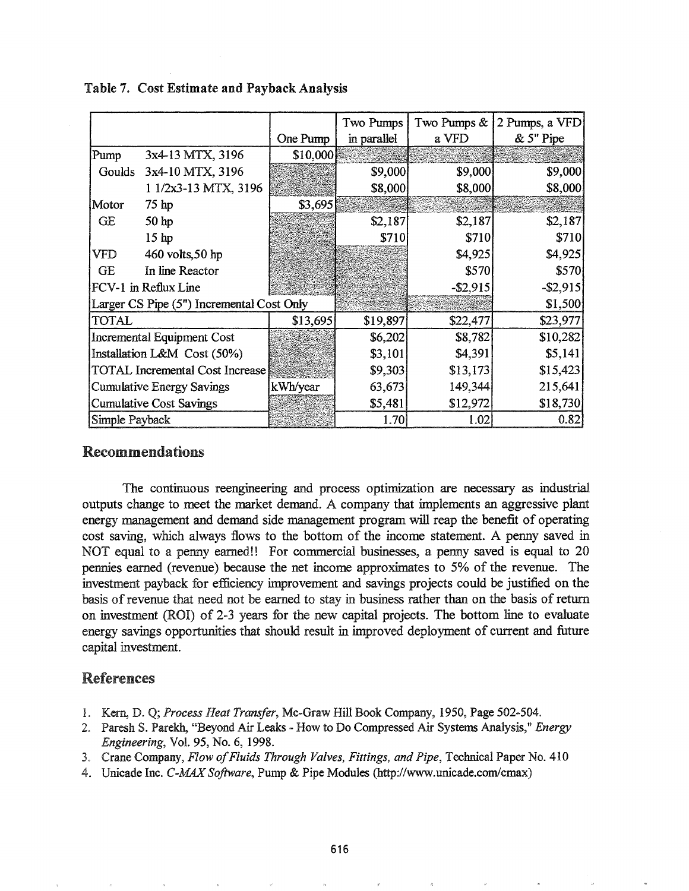**Table 7. Cost Estimate and Payback Analysis**

| | | One Pump | Two Pumps in parallel | Two Pumps & a VFD | 2 Pumps, a VFD & 5" Pipe |
|---|---|---|---|---|---|
| Pump | 3x4-13 MTX, 3196 | $10,000 | | | |
| Goulds | 3x4-10 MTX, 3196 | | $9,000 | $9,000 | $9,000 |
| | 1 1/2x3-13 MTX, 3196 | | $8,000 | $8,000 | $8,000 |
| Motor | 75 hp | $3,695 | | | |
| GE | 50 hp | | $2,187 | $2,187 | $2,187 |
| | 15 hp | | $710 | $710 | $710 |
| VFD | 460 volts,50 hp | | | $4,925 | $4,925 |
| GE | In line Reactor | | | $570 | $570 |
| FCV-1 in Reflux Line | | | | -$2,915 | -$2,915 |
| Larger CS Pipe (5") Incremental Cost Only | | | | | $1,500 |
| TOTAL | | $13,695 | $19,897 | $22,477 | $23,977 |
| Incremental Equipment Cost | | | $6,202 | $8,782 | $10,282 |
| Installation L&M Cost (50%) | | | $3,101 | $4,391 | $5,141 |
| TOTAL Incremental Cost Increase | | | $9,303 | $13,173 | $15,423 |
| Cumulative Energy Savings | | kWh/year | 63,673 | 149,344 | 215,641 |
| Cumulative Cost Savings | | | $5,481 | $12,972 | $18,730 |
| Simple Payback | | | 1.70 | 1.02 | 0.82 |

## Recommendations

The continuous reengineering and process optimization are necessary as industrial outputs change to meet the market demand. A company that implements an aggressive plant energy management and demand side management program will reap the benefit of operating cost saving, which always flows to the bottom of the income statement. A penny saved in NOT equal to a penny earned!! For commercial businesses, a penny saved is equal to 20 pennies earned (revenue) because the net income approximates to 5% of the revenue. The investment payback for efficiency improvement and savings projects could be justified on the basis of revenue that need not be earned to stay in business rather than on the basis of return on investment (ROI) of 2-3 years for the new capital projects. The bottom line to evaluate energy savings opportunities that should result in improved deployment of current and future capital investment.

## References

1. Kern, D. Q; *Process Heat Transfer*, Mc-Graw Hill Book Company, 1950, Page 502-504.
2. Paresh S. Parekh, "Beyond Air Leaks - How to Do Compressed Air Systems Analysis," *Energy Engineering*, Vol. 95, No. 6, 1998.
3. Crane Company, *Flow of Fluids Through Valves, Fittings, and Pipe*, Technical Paper No. 410
4. Unicade Inc. *C-MAX Software*, Pump & Pipe Modules (http://www.unicade.com/cmax)